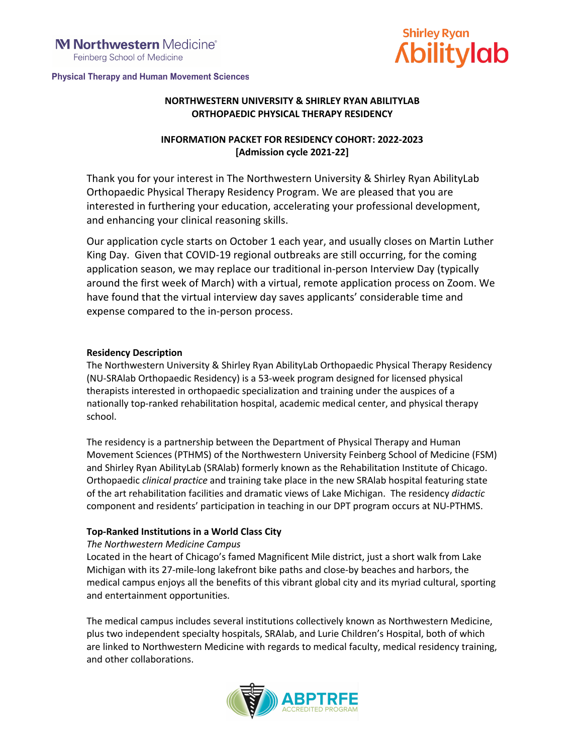Northwestern Medicine
Feinberg School of Medicine

Physical Therapy and Human Movement Sciences

Shirley Ryan AbilityLab

# NORTHWESTERN UNIVERSITY & SHIRLEY RYAN ABILITYLAB ORTHOPAEDIC PHYSICAL THERAPY RESIDENCY

## INFORMATION PACKET FOR RESIDENCY COHORT: 2022-2023 [Admission cycle 2021-22]

Thank you for your interest in The Northwestern University & Shirley Ryan AbilityLab Orthopaedic Physical Therapy Residency Program. We are pleased that you are interested in furthering your education, accelerating your professional development, and enhancing your clinical reasoning skills.

Our application cycle starts on October 1 each year, and usually closes on Martin Luther King Day. Given that COVID-19 regional outbreaks are still occurring, for the coming application season, we may replace our traditional in-person Interview Day (typically around the first week of March) with a virtual, remote application process on Zoom. We have found that the virtual interview day saves applicants' considerable time and expense compared to the in-person process.

**Residency Description**

The Northwestern University & Shirley Ryan AbilityLab Orthopaedic Physical Therapy Residency (NU-SRAlab Orthopaedic Residency) is a 53-week program designed for licensed physical therapists interested in orthopaedic specialization and training under the auspices of a nationally top-ranked rehabilitation hospital, academic medical center, and physical therapy school.

The residency is a partnership between the Department of Physical Therapy and Human Movement Sciences (PTHMS) of the Northwestern University Feinberg School of Medicine (FSM) and Shirley Ryan AbilityLab (SRAlab) formerly known as the Rehabilitation Institute of Chicago. Orthopaedic *clinical practice* and training take place in the new SRAlab hospital featuring state of the art rehabilitation facilities and dramatic views of Lake Michigan. The residency *didactic* component and residents' participation in teaching in our DPT program occurs at NU-PTHMS.

**Top-Ranked Institutions in a World Class City**

*The Northwestern Medicine Campus*

Located in the heart of Chicago's famed Magnificent Mile district, just a short walk from Lake Michigan with its 27-mile-long lakefront bike paths and close-by beaches and harbors, the medical campus enjoys all the benefits of this vibrant global city and its myriad cultural, sporting and entertainment opportunities.

The medical campus includes several institutions collectively known as Northwestern Medicine, plus two independent specialty hospitals, SRAlab, and Lurie Children's Hospital, both of which are linked to Northwestern Medicine with regards to medical faculty, medical residency training, and other collaborations.

ABPTRFE ACCREDITED PROGRAM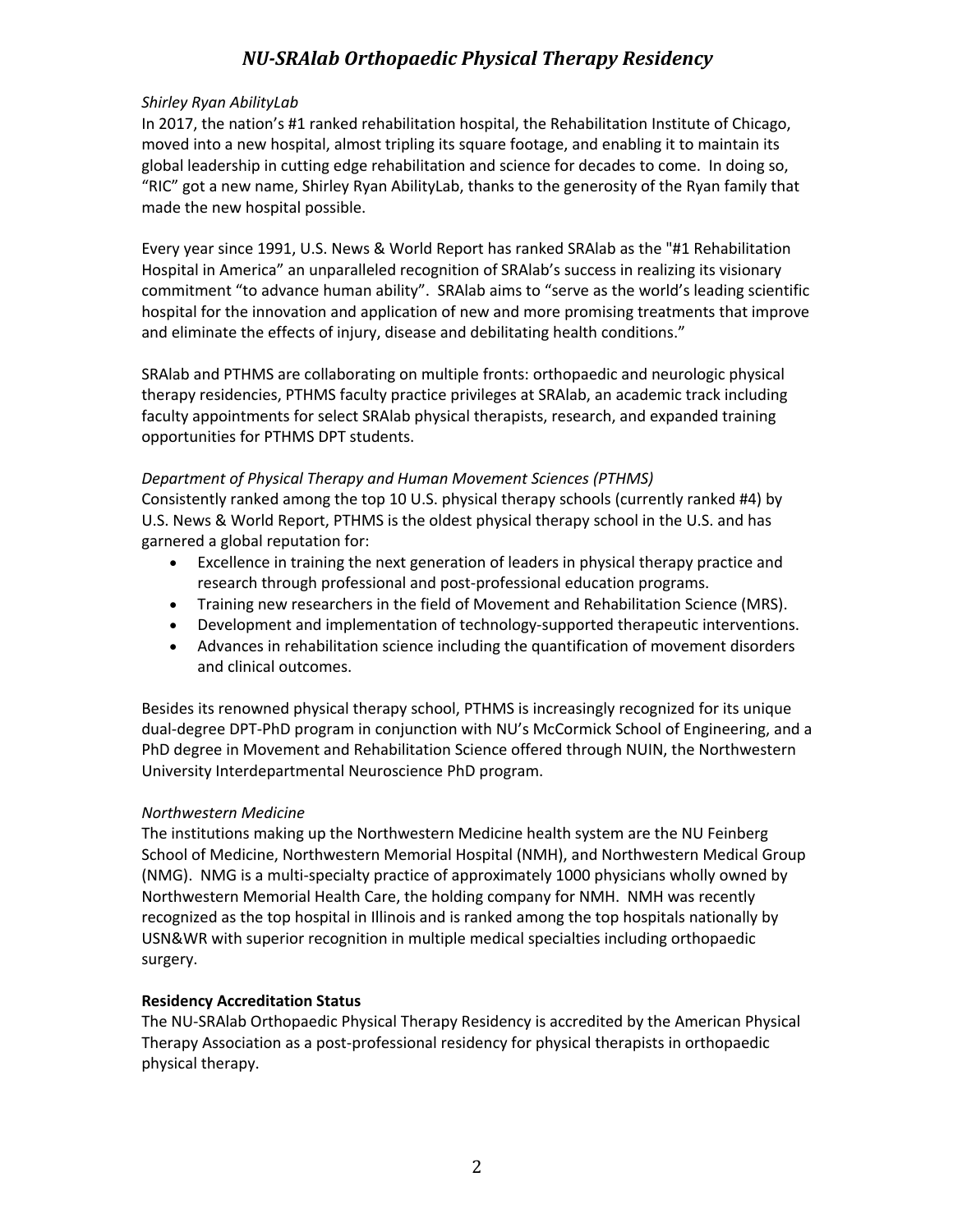*Shirley Ryan AbilityLab*

In 2017, the nation's #1 ranked rehabilitation hospital, the Rehabilitation Institute of Chicago, moved into a new hospital, almost tripling its square footage, and enabling it to maintain its global leadership in cutting edge rehabilitation and science for decades to come. In doing so, "RIC" got a new name, Shirley Ryan AbilityLab, thanks to the generosity of the Ryan family that made the new hospital possible.

Every year since 1991, U.S. News & World Report has ranked SRAlab as the "#1 Rehabilitation Hospital in America" an unparalleled recognition of SRAlab's success in realizing its visionary commitment "to advance human ability". SRAlab aims to "serve as the world's leading scientific hospital for the innovation and application of new and more promising treatments that improve and eliminate the effects of injury, disease and debilitating health conditions."

SRAlab and PTHMS are collaborating on multiple fronts: orthopaedic and neurologic physical therapy residencies, PTHMS faculty practice privileges at SRAlab, an academic track including faculty appointments for select SRAlab physical therapists, research, and expanded training opportunities for PTHMS DPT students.

*Department of Physical Therapy and Human Movement Sciences (PTHMS)*

Consistently ranked among the top 10 U.S. physical therapy schools (currently ranked #4) by U.S. News & World Report, PTHMS is the oldest physical therapy school in the U.S. and has garnered a global reputation for:

- Excellence in training the next generation of leaders in physical therapy practice and research through professional and post-professional education programs.
- Training new researchers in the field of Movement and Rehabilitation Science (MRS).
- Development and implementation of technology-supported therapeutic interventions.
- Advances in rehabilitation science including the quantification of movement disorders and clinical outcomes.

Besides its renowned physical therapy school, PTHMS is increasingly recognized for its unique dual-degree DPT-PhD program in conjunction with NU's McCormick School of Engineering, and a PhD degree in Movement and Rehabilitation Science offered through NUIN, the Northwestern University Interdepartmental Neuroscience PhD program.

*Northwestern Medicine*

The institutions making up the Northwestern Medicine health system are the NU Feinberg School of Medicine, Northwestern Memorial Hospital (NMH), and Northwestern Medical Group (NMG). NMG is a multi-specialty practice of approximately 1000 physicians wholly owned by Northwestern Memorial Health Care, the holding company for NMH. NMH was recently recognized as the top hospital in Illinois and is ranked among the top hospitals nationally by USN&WR with superior recognition in multiple medical specialties including orthopaedic surgery.

**Residency Accreditation Status**

The NU-SRAlab Orthopaedic Physical Therapy Residency is accredited by the American Physical Therapy Association as a post-professional residency for physical therapists in orthopaedic physical therapy.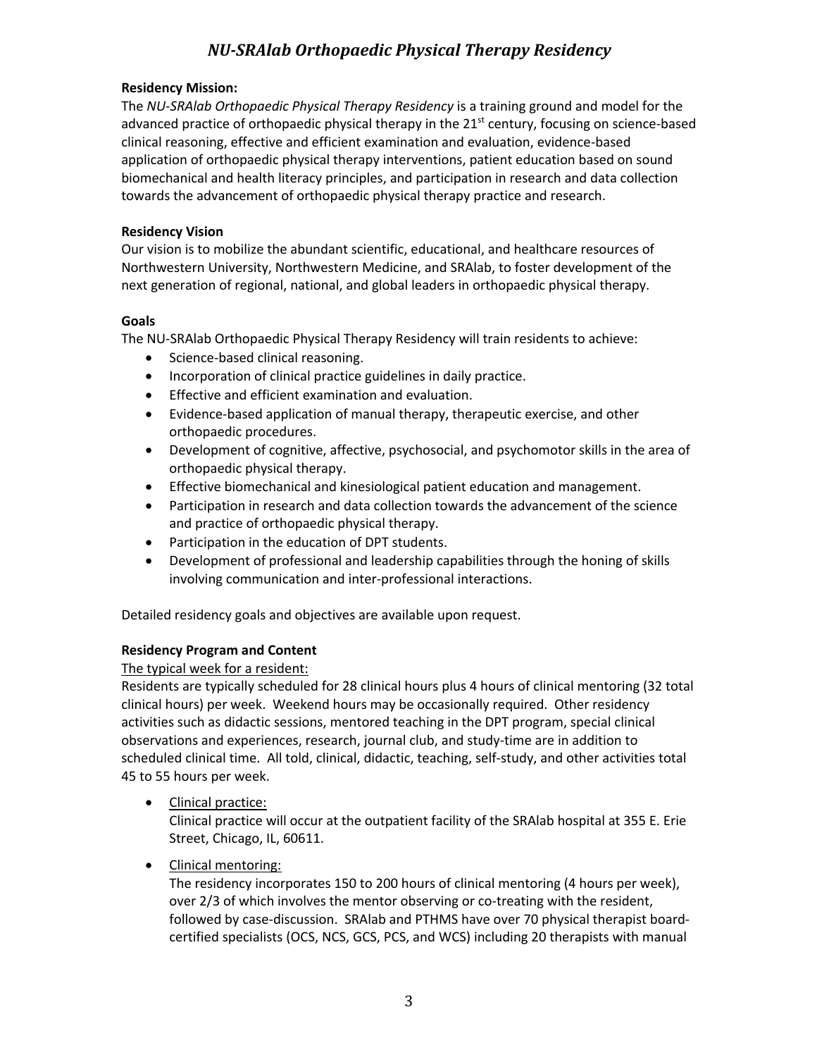# *NU-SRAlab Orthopaedic Physical Therapy Residency*

**Residency Mission:**

The *NU-SRAlab Orthopaedic Physical Therapy Residency* is a training ground and model for the advanced practice of orthopaedic physical therapy in the 21st century, focusing on science-based clinical reasoning, effective and efficient examination and evaluation, evidence-based application of orthopaedic physical therapy interventions, patient education based on sound biomechanical and health literacy principles, and participation in research and data collection towards the advancement of orthopaedic physical therapy practice and research.

**Residency Vision**

Our vision is to mobilize the abundant scientific, educational, and healthcare resources of Northwestern University, Northwestern Medicine, and SRAlab, to foster development of the next generation of regional, national, and global leaders in orthopaedic physical therapy.

**Goals**

The NU-SRAlab Orthopaedic Physical Therapy Residency will train residents to achieve:

- Science-based clinical reasoning.
- Incorporation of clinical practice guidelines in daily practice.
- Effective and efficient examination and evaluation.
- Evidence-based application of manual therapy, therapeutic exercise, and other orthopaedic procedures.
- Development of cognitive, affective, psychosocial, and psychomotor skills in the area of orthopaedic physical therapy.
- Effective biomechanical and kinesiological patient education and management.
- Participation in research and data collection towards the advancement of the science and practice of orthopaedic physical therapy.
- Participation in the education of DPT students.
- Development of professional and leadership capabilities through the honing of skills involving communication and inter-professional interactions.

Detailed residency goals and objectives are available upon request.

**Residency Program and Content**

The typical week for a resident:

Residents are typically scheduled for 28 clinical hours plus 4 hours of clinical mentoring (32 total clinical hours) per week. Weekend hours may be occasionally required. Other residency activities such as didactic sessions, mentored teaching in the DPT program, special clinical observations and experiences, research, journal club, and study-time are in addition to scheduled clinical time. All told, clinical, didactic, teaching, self-study, and other activities total 45 to 55 hours per week.

- Clinical practice:
  Clinical practice will occur at the outpatient facility of the SRAlab hospital at 355 E. Erie Street, Chicago, IL, 60611.
- Clinical mentoring:
  The residency incorporates 150 to 200 hours of clinical mentoring (4 hours per week), over 2/3 of which involves the mentor observing or co-treating with the resident, followed by case-discussion. SRAlab and PTHMS have over 70 physical therapist board-certified specialists (OCS, NCS, GCS, PCS, and WCS) including 20 therapists with manual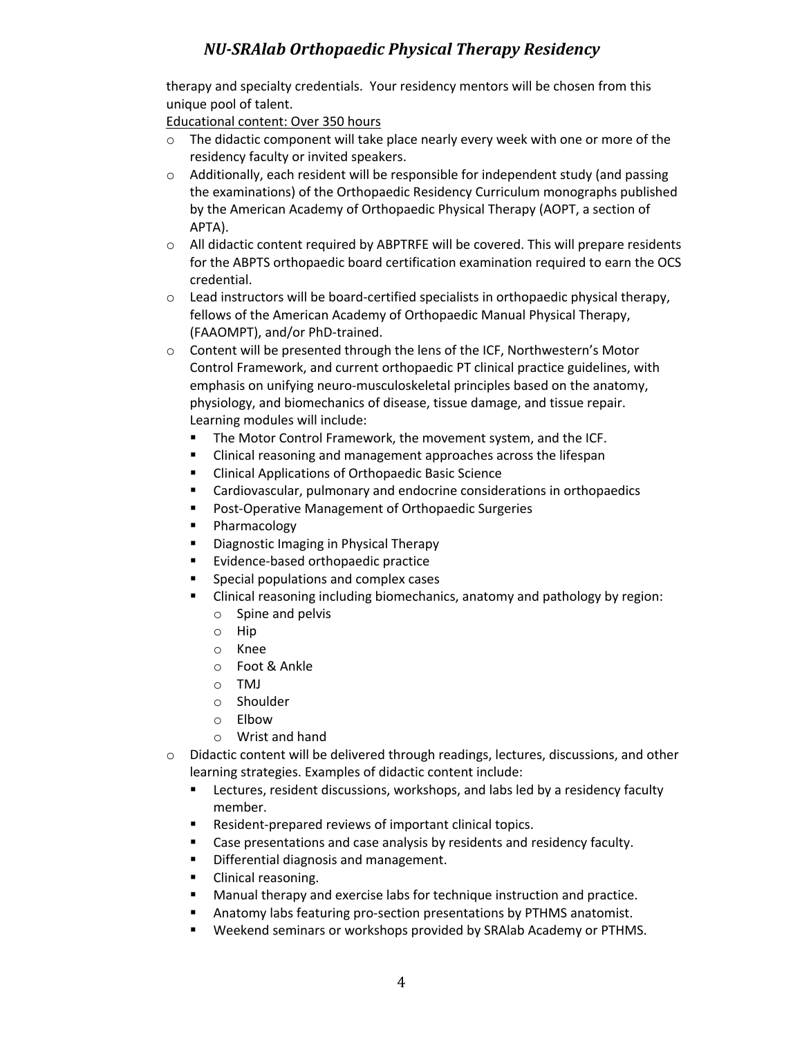therapy and specialty credentials. Your residency mentors will be chosen from this unique pool of talent.

Educational content: Over 350 hours

- The didactic component will take place nearly every week with one or more of the residency faculty or invited speakers.
- Additionally, each resident will be responsible for independent study (and passing the examinations) of the Orthopaedic Residency Curriculum monographs published by the American Academy of Orthopaedic Physical Therapy (AOPT, a section of APTA).
- All didactic content required by ABPTRFE will be covered. This will prepare residents for the ABPTS orthopaedic board certification examination required to earn the OCS credential.
- Lead instructors will be board-certified specialists in orthopaedic physical therapy, fellows of the American Academy of Orthopaedic Manual Physical Therapy, (FAAOMPT), and/or PhD-trained.
- Content will be presented through the lens of the ICF, Northwestern's Motor Control Framework, and current orthopaedic PT clinical practice guidelines, with emphasis on unifying neuro-musculoskeletal principles based on the anatomy, physiology, and biomechanics of disease, tissue damage, and tissue repair. Learning modules will include:
  - The Motor Control Framework, the movement system, and the ICF.
  - Clinical reasoning and management approaches across the lifespan
  - Clinical Applications of Orthopaedic Basic Science
  - Cardiovascular, pulmonary and endocrine considerations in orthopaedics
  - Post-Operative Management of Orthopaedic Surgeries
  - Pharmacology
  - Diagnostic Imaging in Physical Therapy
  - Evidence-based orthopaedic practice
  - Special populations and complex cases
  - Clinical reasoning including biomechanics, anatomy and pathology by region:
    - Spine and pelvis
    - Hip
    - Knee
    - Foot & Ankle
    - TMJ
    - Shoulder
    - Elbow
    - Wrist and hand
- Didactic content will be delivered through readings, lectures, discussions, and other learning strategies. Examples of didactic content include:
  - Lectures, resident discussions, workshops, and labs led by a residency faculty member.
  - Resident-prepared reviews of important clinical topics.
  - Case presentations and case analysis by residents and residency faculty.
  - Differential diagnosis and management.
  - Clinical reasoning.
  - Manual therapy and exercise labs for technique instruction and practice.
  - Anatomy labs featuring pro-section presentations by PTHMS anatomist.
  - Weekend seminars or workshops provided by SRAlab Academy or PTHMS.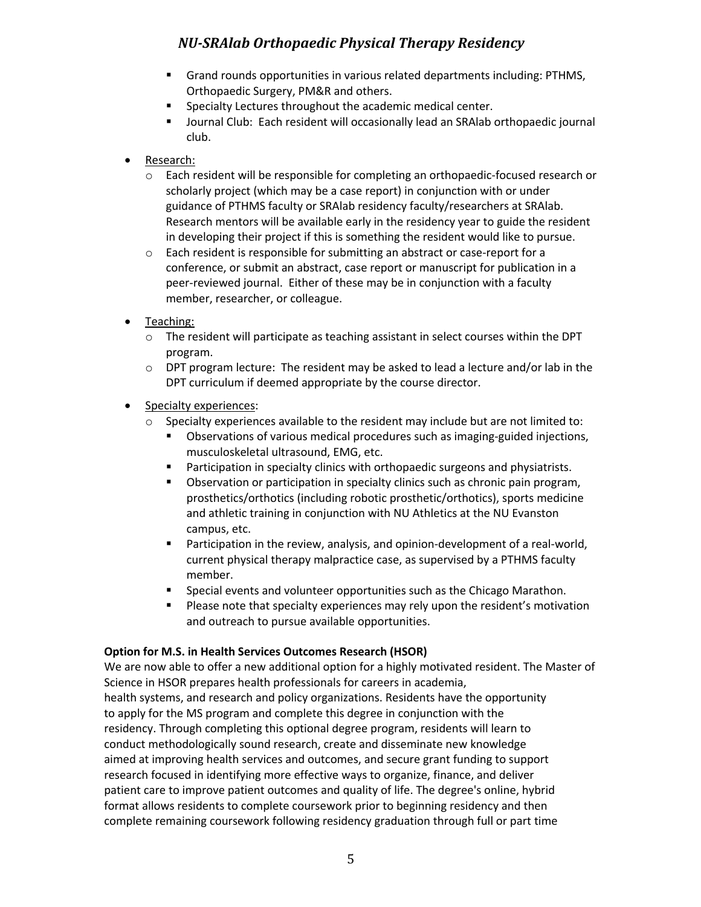- Grand rounds opportunities in various related departments including: PTHMS, Orthopaedic Surgery, PM&R and others.
    - Specialty Lectures throughout the academic medical center.
    - Journal Club: Each resident will occasionally lead an SRAlab orthopaedic journal club.

- Research:
  - Each resident will be responsible for completing an orthopaedic-focused research or scholarly project (which may be a case report) in conjunction with or under guidance of PTHMS faculty or SRAlab residency faculty/researchers at SRAlab. Research mentors will be available early in the residency year to guide the resident in developing their project if this is something the resident would like to pursue.
  - Each resident is responsible for submitting an abstract or case-report for a conference, or submit an abstract, case report or manuscript for publication in a peer-reviewed journal. Either of these may be in conjunction with a faculty member, researcher, or colleague.

- Teaching:
  - The resident will participate as teaching assistant in select courses within the DPT program.
  - DPT program lecture: The resident may be asked to lead a lecture and/or lab in the DPT curriculum if deemed appropriate by the course director.

- Specialty experiences:
  - Specialty experiences available to the resident may include but are not limited to:
    - Observations of various medical procedures such as imaging-guided injections, musculoskeletal ultrasound, EMG, etc.
    - Participation in specialty clinics with orthopaedic surgeons and physiatrists.
    - Observation or participation in specialty clinics such as chronic pain program, prosthetics/orthotics (including robotic prosthetic/orthotics), sports medicine and athletic training in conjunction with NU Athletics at the NU Evanston campus, etc.
    - Participation in the review, analysis, and opinion-development of a real-world, current physical therapy malpractice case, as supervised by a PTHMS faculty member.
    - Special events and volunteer opportunities such as the Chicago Marathon.
    - Please note that specialty experiences may rely upon the resident's motivation and outreach to pursue available opportunities.

**Option for M.S. in Health Services Outcomes Research (HSOR)**

We are now able to offer a new additional option for a highly motivated resident. The Master of Science in HSOR prepares health professionals for careers in academia, health systems, and research and policy organizations. Residents have the opportunity to apply for the MS program and complete this degree in conjunction with the residency. Through completing this optional degree program, residents will learn to conduct methodologically sound research, create and disseminate new knowledge aimed at improving health services and outcomes, and secure grant funding to support research focused in identifying more effective ways to organize, finance, and deliver patient care to improve patient outcomes and quality of life. The degree's online, hybrid format allows residents to complete coursework prior to beginning residency and then complete remaining coursework following residency graduation through full or part time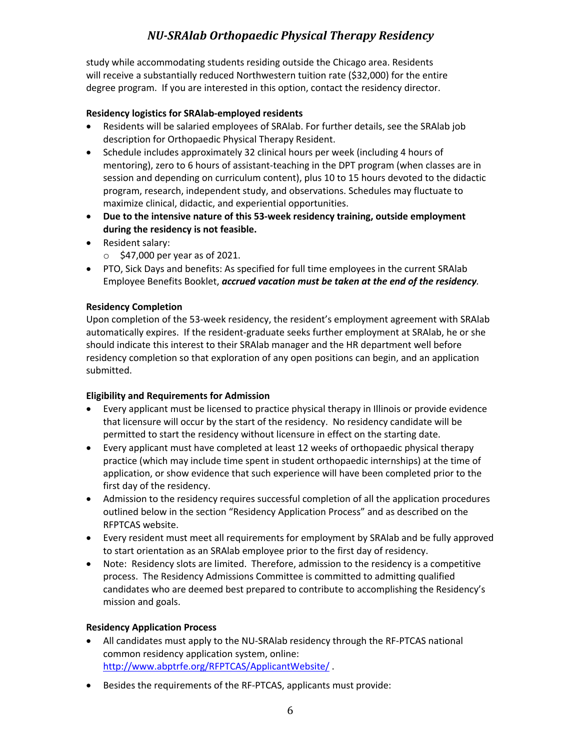study while accommodating students residing outside the Chicago area. Residents will receive a substantially reduced Northwestern tuition rate ($32,000) for the entire degree program. If you are interested in this option, contact the residency director.

**Residency logistics for SRAlab-employed residents**

- Residents will be salaried employees of SRAlab. For further details, see the SRAlab job description for Orthopaedic Physical Therapy Resident.
- Schedule includes approximately 32 clinical hours per week (including 4 hours of mentoring), zero to 6 hours of assistant-teaching in the DPT program (when classes are in session and depending on curriculum content), plus 10 to 15 hours devoted to the didactic program, research, independent study, and observations. Schedules may fluctuate to maximize clinical, didactic, and experiential opportunities.
- **Due to the intensive nature of this 53-week residency training, outside employment during the residency is not feasible.**
- Resident salary:
  - $47,000 per year as of 2021.
- PTO, Sick Days and benefits: As specified for full time employees in the current SRAlab Employee Benefits Booklet, ***accrued vacation must be taken at the end of the residency.***

**Residency Completion**

Upon completion of the 53-week residency, the resident's employment agreement with SRAlab automatically expires. If the resident-graduate seeks further employment at SRAlab, he or she should indicate this interest to their SRAlab manager and the HR department well before residency completion so that exploration of any open positions can begin, and an application submitted.

**Eligibility and Requirements for Admission**

- Every applicant must be licensed to practice physical therapy in Illinois or provide evidence that licensure will occur by the start of the residency. No residency candidate will be permitted to start the residency without licensure in effect on the starting date.
- Every applicant must have completed at least 12 weeks of orthopaedic physical therapy practice (which may include time spent in student orthopaedic internships) at the time of application, or show evidence that such experience will have been completed prior to the first day of the residency.
- Admission to the residency requires successful completion of all the application procedures outlined below in the section "Residency Application Process" and as described on the RFPTCAS website.
- Every resident must meet all requirements for employment by SRAlab and be fully approved to start orientation as an SRAlab employee prior to the first day of residency.
- Note: Residency slots are limited. Therefore, admission to the residency is a competitive process. The Residency Admissions Committee is committed to admitting qualified candidates who are deemed best prepared to contribute to accomplishing the Residency's mission and goals.

**Residency Application Process**

- All candidates must apply to the NU-SRAlab residency through the RF-PTCAS national common residency application system, online: [http://www.abptrfe.org/RFPTCAS/ApplicantWebsite/](http://www.abptrfe.org/RFPTCAS/ApplicantWebsite/) .
- Besides the requirements of the RF-PTCAS, applicants must provide: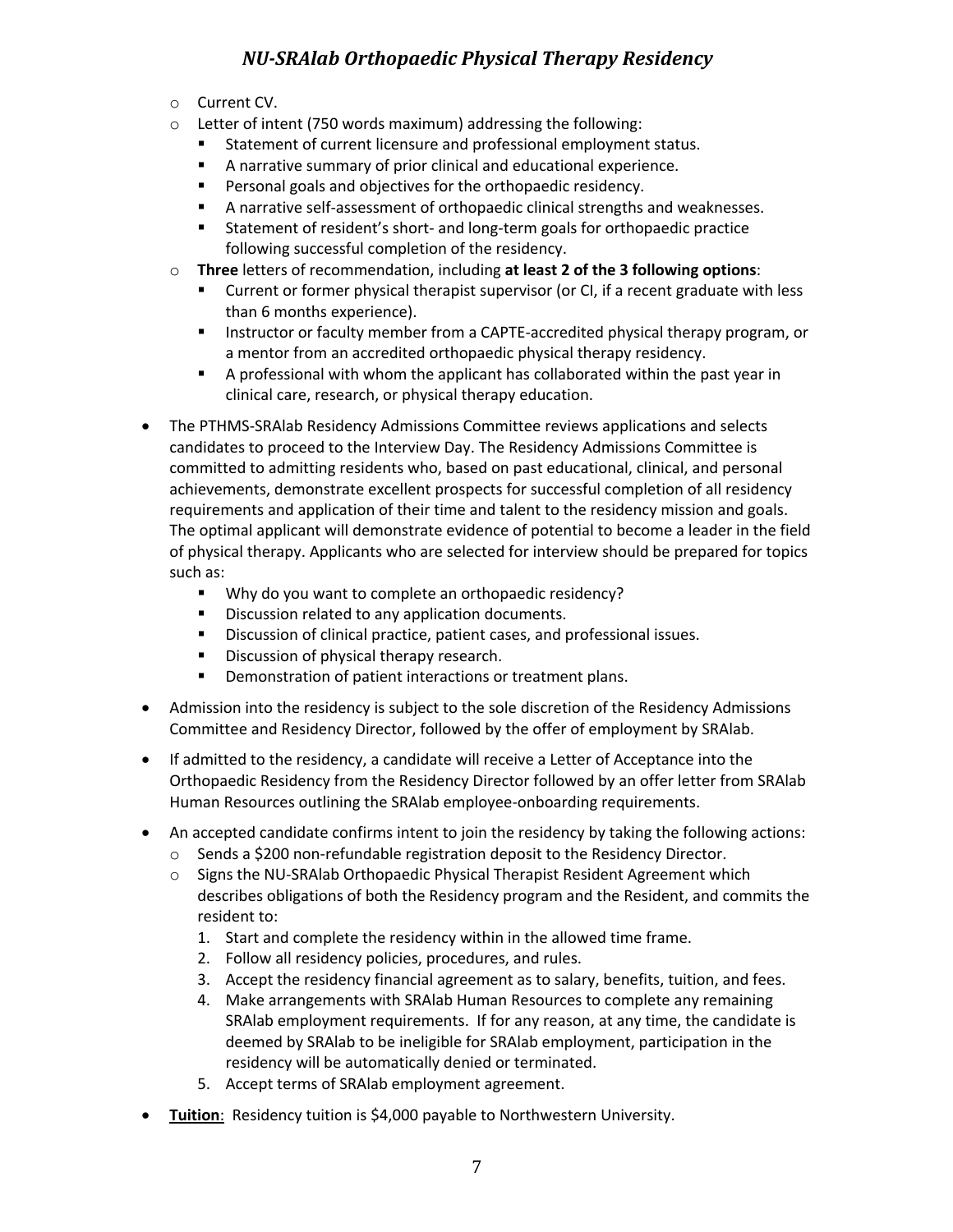- Current CV.
- Letter of intent (750 words maximum) addressing the following:
  - Statement of current licensure and professional employment status.
  - A narrative summary of prior clinical and educational experience.
  - Personal goals and objectives for the orthopaedic residency.
  - A narrative self-assessment of orthopaedic clinical strengths and weaknesses.
  - Statement of resident's short- and long-term goals for orthopaedic practice following successful completion of the residency.
- **Three** letters of recommendation, including **at least 2 of the 3 following options**:
  - Current or former physical therapist supervisor (or CI, if a recent graduate with less than 6 months experience).
  - Instructor or faculty member from a CAPTE-accredited physical therapy program, or a mentor from an accredited orthopaedic physical therapy residency.
  - A professional with whom the applicant has collaborated within the past year in clinical care, research, or physical therapy education.

- The PTHMS-SRAlab Residency Admissions Committee reviews applications and selects candidates to proceed to the Interview Day. The Residency Admissions Committee is committed to admitting residents who, based on past educational, clinical, and personal achievements, demonstrate excellent prospects for successful completion of all residency requirements and application of their time and talent to the residency mission and goals. The optimal applicant will demonstrate evidence of potential to become a leader in the field of physical therapy. Applicants who are selected for interview should be prepared for topics such as:
  - Why do you want to complete an orthopaedic residency?
  - Discussion related to any application documents.
  - Discussion of clinical practice, patient cases, and professional issues.
  - Discussion of physical therapy research.
  - Demonstration of patient interactions or treatment plans.

- Admission into the residency is subject to the sole discretion of the Residency Admissions Committee and Residency Director, followed by the offer of employment by SRAlab.

- If admitted to the residency, a candidate will receive a Letter of Acceptance into the Orthopaedic Residency from the Residency Director followed by an offer letter from SRAlab Human Resources outlining the SRAlab employee-onboarding requirements.

- An accepted candidate confirms intent to join the residency by taking the following actions:
  - Sends a $200 non-refundable registration deposit to the Residency Director.
  - Signs the NU-SRAlab Orthopaedic Physical Therapist Resident Agreement which describes obligations of both the Residency program and the Resident, and commits the resident to:
    1. Start and complete the residency within in the allowed time frame.
    2. Follow all residency policies, procedures, and rules.
    3. Accept the residency financial agreement as to salary, benefits, tuition, and fees.
    4. Make arrangements with SRAlab Human Resources to complete any remaining SRAlab employment requirements. If for any reason, at any time, the candidate is deemed by SRAlab to be ineligible for SRAlab employment, participation in the residency will be automatically denied or terminated.
    5. Accept terms of SRAlab employment agreement.

- **Tuition**: Residency tuition is $4,000 payable to Northwestern University.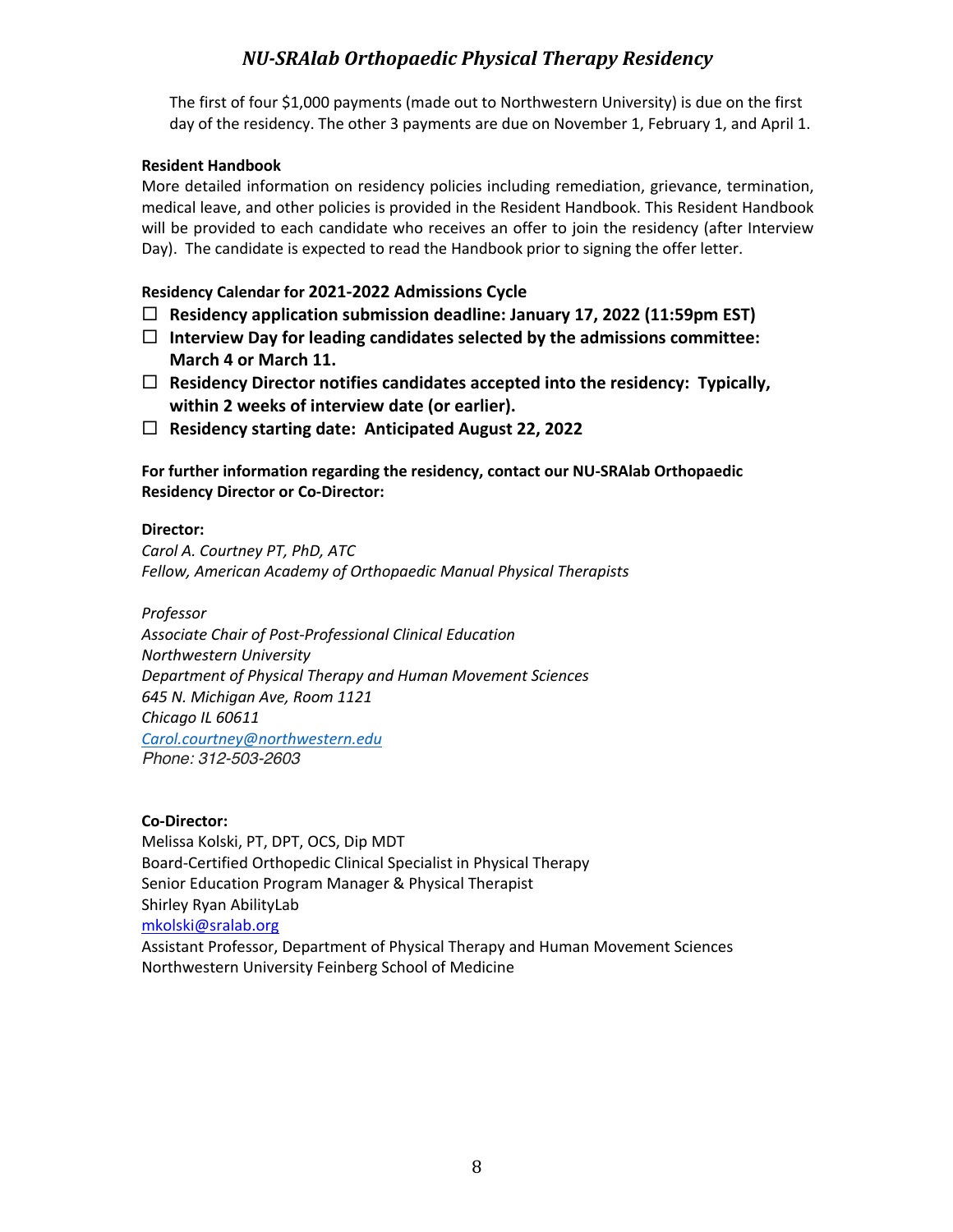The first of four $1,000 payments (made out to Northwestern University) is due on the first day of the residency. The other 3 payments are due on November 1, February 1, and April 1.

**Resident Handbook**

More detailed information on residency policies including remediation, grievance, termination, medical leave, and other policies is provided in the Resident Handbook. This Resident Handbook will be provided to each candidate who receives an offer to join the residency (after Interview Day). The candidate is expected to read the Handbook prior to signing the offer letter.

**Residency Calendar for 2021-2022 Admissions Cycle**

- ☐ **Residency application submission deadline: January 17, 2022 (11:59pm EST)**
- ☐ **Interview Day for leading candidates selected by the admissions committee: March 4 or March 11.**
- ☐ **Residency Director notifies candidates accepted into the residency: Typically, within 2 weeks of interview date (or earlier).**
- ☐ **Residency starting date: Anticipated August 22, 2022**

**For further information regarding the residency, contact our NU-SRAlab Orthopaedic Residency Director or Co-Director:**

**Director:**

*Carol A. Courtney PT, PhD, ATC*
*Fellow, American Academy of Orthopaedic Manual Physical Therapists*

*Professor*
*Associate Chair of Post-Professional Clinical Education*
*Northwestern University*
*Department of Physical Therapy and Human Movement Sciences*
*645 N. Michigan Ave, Room 1121*
*Chicago IL 60611*
*Carol.courtney@northwestern.edu*
*Phone: 312-503-2603*

**Co-Director:**

Melissa Kolski, PT, DPT, OCS, Dip MDT
Board-Certified Orthopedic Clinical Specialist in Physical Therapy
Senior Education Program Manager & Physical Therapist
Shirley Ryan AbilityLab
mkolski@sralab.org
Assistant Professor, Department of Physical Therapy and Human Movement Sciences
Northwestern University Feinberg School of Medicine